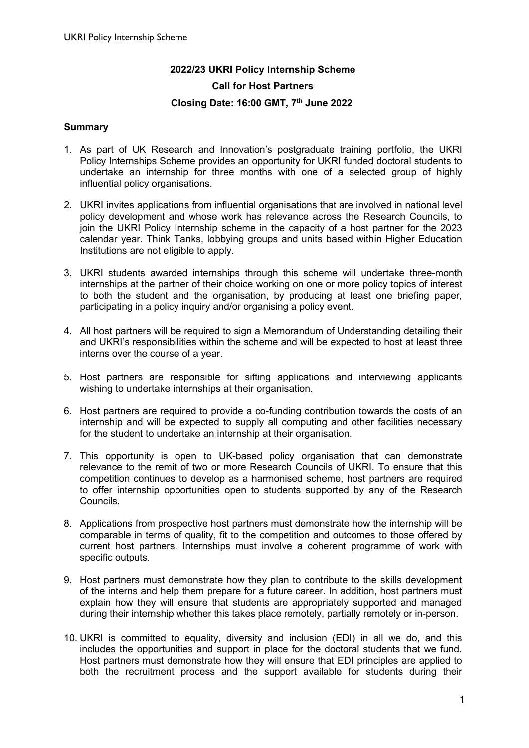# 2022/23 UKRI Policy Internship Scheme

## Call for Host Partners

## Closing Date: 16:00 GMT, 7th June 2022

### Summary

1. As part of UK Research and Innovation's postgraduate training portfolio, the UKRI Policy Internships Scheme provides an opportunity for UKRI funded doctoral students to undertake an internship for three months with one of a selected group of highly influential policy organisations.

2. UKRI invites applications from influential organisations that are involved in national level policy development and whose work has relevance across the Research Councils, to join the UKRI Policy Internship scheme in the capacity of a host partner for the 2023 calendar year. Think Tanks, lobbying groups and units based within Higher Education Institutions are not eligible to apply.

3. UKRI students awarded internships through this scheme will undertake three-month internships at the partner of their choice working on one or more policy topics of interest to both the student and the organisation, by producing at least one briefing paper, participating in a policy inquiry and/or organising a policy event.

4. All host partners will be required to sign a Memorandum of Understanding detailing their and UKRI's responsibilities within the scheme and will be expected to host at least three interns over the course of a year.

5. Host partners are responsible for sifting applications and interviewing applicants wishing to undertake internships at their organisation.

6. Host partners are required to provide a co-funding contribution towards the costs of an internship and will be expected to supply all computing and other facilities necessary for the student to undertake an internship at their organisation.

7. This opportunity is open to UK-based policy organisation that can demonstrate relevance to the remit of two or more Research Councils of UKRI. To ensure that this competition continues to develop as a harmonised scheme, host partners are required to offer internship opportunities open to students supported by any of the Research Councils.

8. Applications from prospective host partners must demonstrate how the internship will be comparable in terms of quality, fit to the competition and outcomes to those offered by current host partners. Internships must involve a coherent programme of work with specific outputs.

9. Host partners must demonstrate how they plan to contribute to the skills development of the interns and help them prepare for a future career. In addition, host partners must explain how they will ensure that students are appropriately supported and managed during their internship whether this takes place remotely, partially remotely or in-person.

10. UKRI is committed to equality, diversity and inclusion (EDI) in all we do, and this includes the opportunities and support in place for the doctoral students that we fund. Host partners must demonstrate how they will ensure that EDI principles are applied to both the recruitment process and the support available for students during their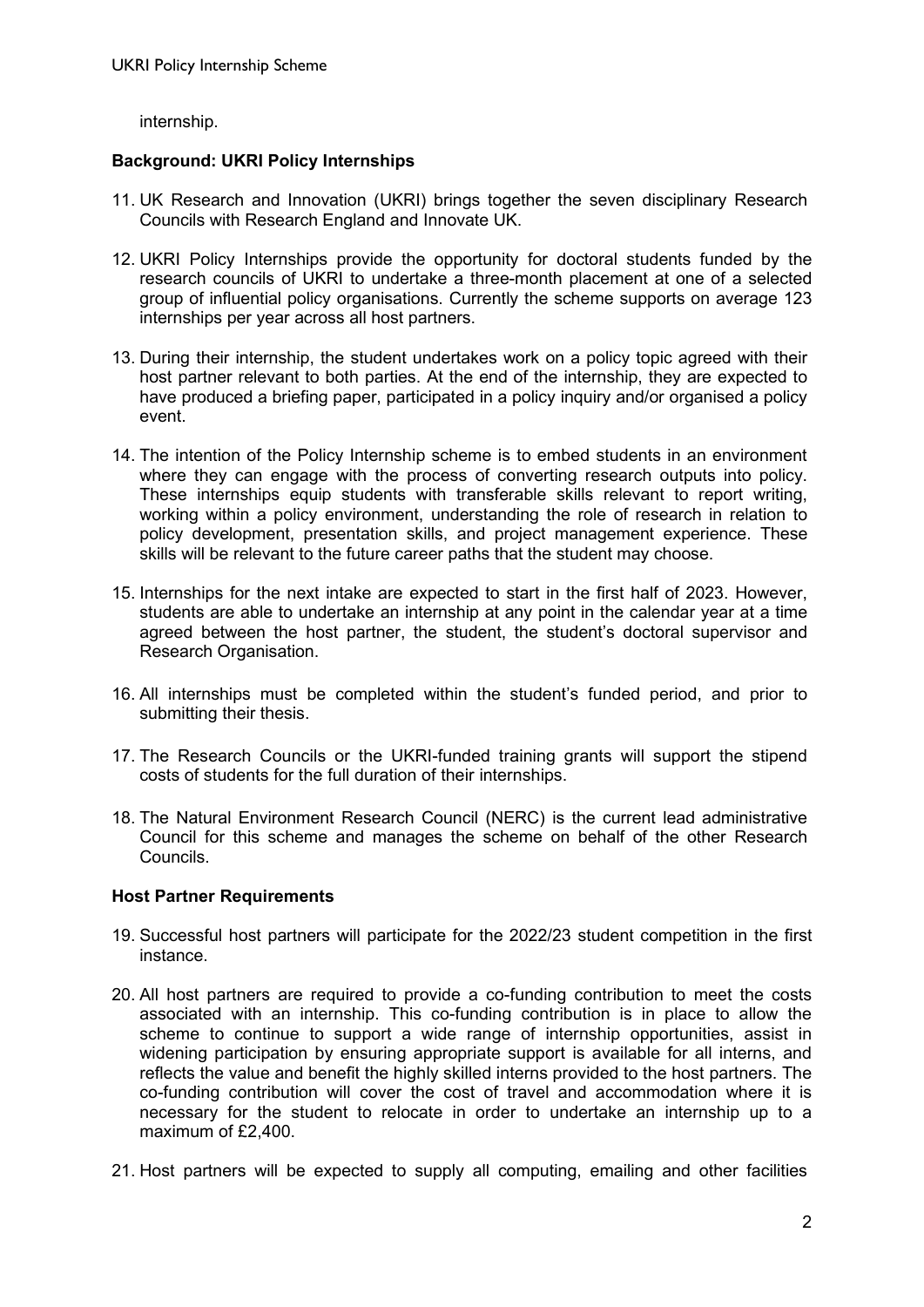internship.

**Background: UKRI Policy Internships**

11. UK Research and Innovation (UKRI) brings together the seven disciplinary Research Councils with Research England and Innovate UK.

12. UKRI Policy Internships provide the opportunity for doctoral students funded by the research councils of UKRI to undertake a three-month placement at one of a selected group of influential policy organisations. Currently the scheme supports on average 123 internships per year across all host partners.

13. During their internship, the student undertakes work on a policy topic agreed with their host partner relevant to both parties. At the end of the internship, they are expected to have produced a briefing paper, participated in a policy inquiry and/or organised a policy event.

14. The intention of the Policy Internship scheme is to embed students in an environment where they can engage with the process of converting research outputs into policy. These internships equip students with transferable skills relevant to report writing, working within a policy environment, understanding the role of research in relation to policy development, presentation skills, and project management experience. These skills will be relevant to the future career paths that the student may choose.

15. Internships for the next intake are expected to start in the first half of 2023. However, students are able to undertake an internship at any point in the calendar year at a time agreed between the host partner, the student, the student's doctoral supervisor and Research Organisation.

16. All internships must be completed within the student's funded period, and prior to submitting their thesis.

17. The Research Councils or the UKRI-funded training grants will support the stipend costs of students for the full duration of their internships.

18. The Natural Environment Research Council (NERC) is the current lead administrative Council for this scheme and manages the scheme on behalf of the other Research Councils.

**Host Partner Requirements**

19. Successful host partners will participate for the 2022/23 student competition in the first instance.

20. All host partners are required to provide a co-funding contribution to meet the costs associated with an internship. This co-funding contribution is in place to allow the scheme to continue to support a wide range of internship opportunities, assist in widening participation by ensuring appropriate support is available for all interns, and reflects the value and benefit the highly skilled interns provided to the host partners. The co-funding contribution will cover the cost of travel and accommodation where it is necessary for the student to relocate in order to undertake an internship up to a maximum of £2,400.

21. Host partners will be expected to supply all computing, emailing and other facilities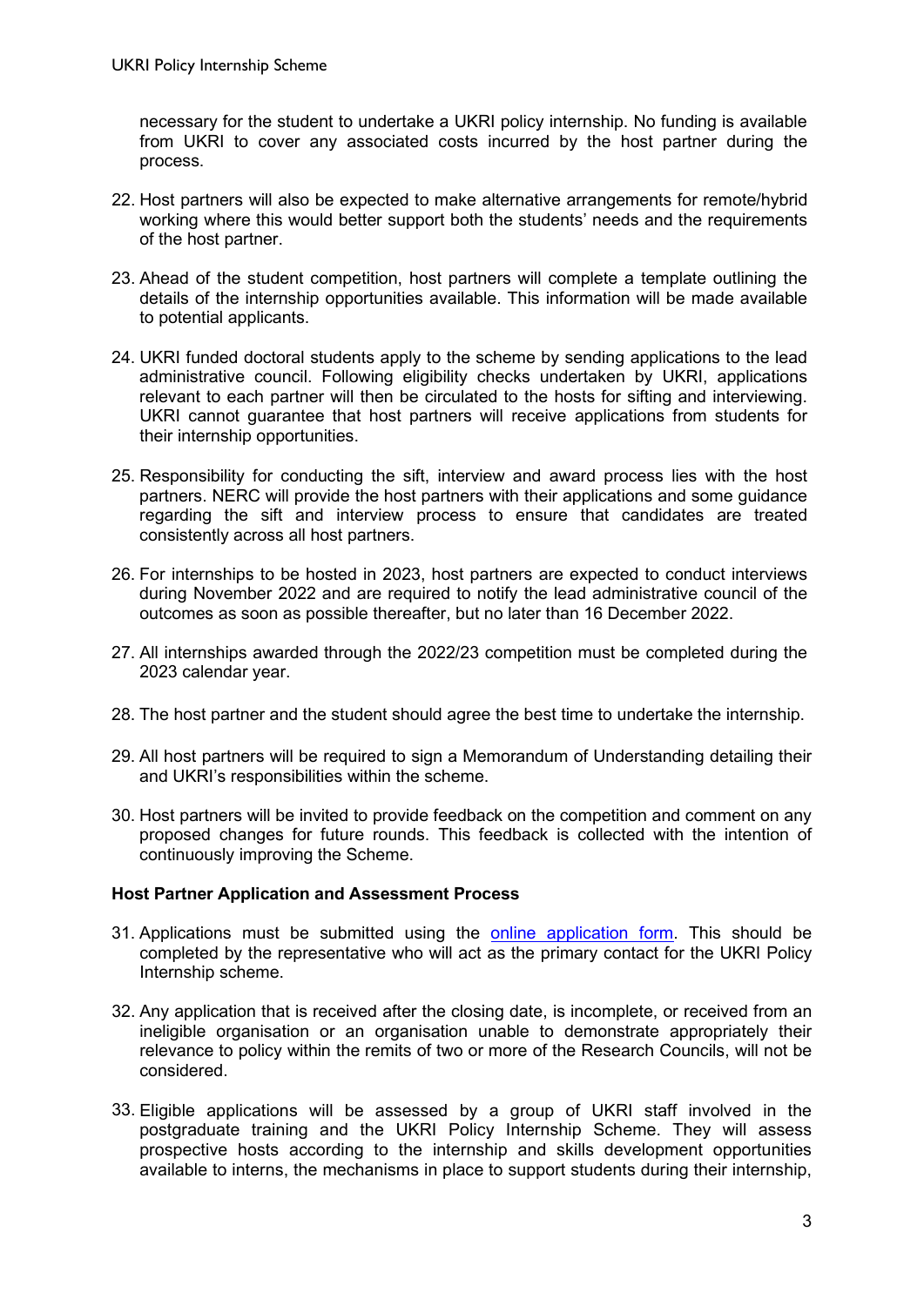necessary for the student to undertake a UKRI policy internship. No funding is available from UKRI to cover any associated costs incurred by the host partner during the process.

22. Host partners will also be expected to make alternative arrangements for remote/hybrid working where this would better support both the students' needs and the requirements of the host partner.

23. Ahead of the student competition, host partners will complete a template outlining the details of the internship opportunities available. This information will be made available to potential applicants.

24. UKRI funded doctoral students apply to the scheme by sending applications to the lead administrative council. Following eligibility checks undertaken by UKRI, applications relevant to each partner will then be circulated to the hosts for sifting and interviewing. UKRI cannot guarantee that host partners will receive applications from students for their internship opportunities.

25. Responsibility for conducting the sift, interview and award process lies with the host partners. NERC will provide the host partners with their applications and some guidance regarding the sift and interview process to ensure that candidates are treated consistently across all host partners.

26. For internships to be hosted in 2023, host partners are expected to conduct interviews during November 2022 and are required to notify the lead administrative council of the outcomes as soon as possible thereafter, but no later than 16 December 2022.

27. All internships awarded through the 2022/23 competition must be completed during the 2023 calendar year.

28. The host partner and the student should agree the best time to undertake the internship.

29. All host partners will be required to sign a Memorandum of Understanding detailing their and UKRI's responsibilities within the scheme.

30. Host partners will be invited to provide feedback on the competition and comment on any proposed changes for future rounds. This feedback is collected with the intention of continuously improving the Scheme.

**Host Partner Application and Assessment Process**

31. Applications must be submitted using the online application form. This should be completed by the representative who will act as the primary contact for the UKRI Policy Internship scheme.

32. Any application that is received after the closing date, is incomplete, or received from an ineligible organisation or an organisation unable to demonstrate appropriately their relevance to policy within the remits of two or more of the Research Councils, will not be considered.

33. Eligible applications will be assessed by a group of UKRI staff involved in the postgraduate training and the UKRI Policy Internship Scheme. They will assess prospective hosts according to the internship and skills development opportunities available to interns, the mechanisms in place to support students during their internship,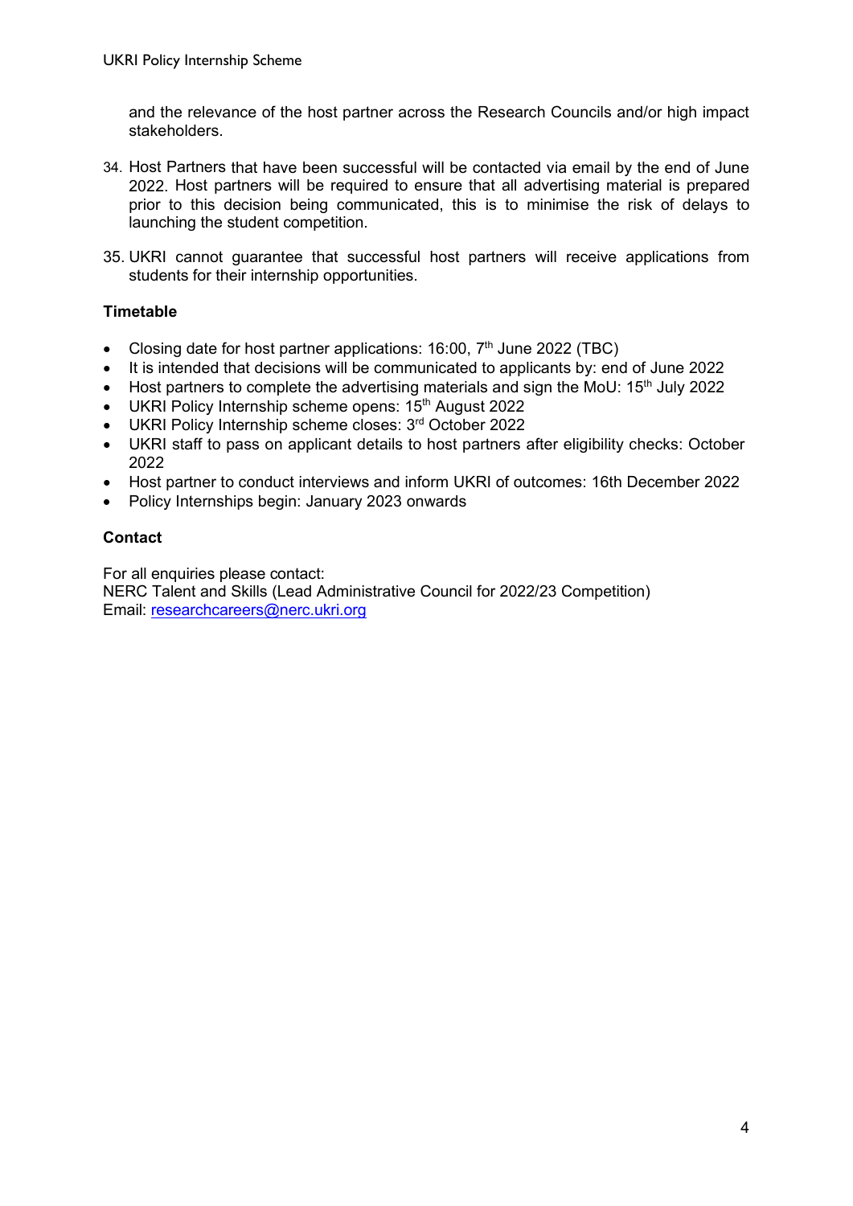and the relevance of the host partner across the Research Councils and/or high impact stakeholders.

34. Host Partners that have been successful will be contacted via email by the end of June 2022. Host partners will be required to ensure that all advertising material is prepared prior to this decision being communicated, this is to minimise the risk of delays to launching the student competition.

35. UKRI cannot guarantee that successful host partners will receive applications from students for their internship opportunities.

**Timetable**

- Closing date for host partner applications: 16:00, 7th June 2022 (TBC)
- It is intended that decisions will be communicated to applicants by: end of June 2022
- Host partners to complete the advertising materials and sign the MoU: 15th July 2022
- UKRI Policy Internship scheme opens: 15th August 2022
- UKRI Policy Internship scheme closes: 3rd October 2022
- UKRI staff to pass on applicant details to host partners after eligibility checks: October 2022
- Host partner to conduct interviews and inform UKRI of outcomes: 16th December 2022
- Policy Internships begin: January 2023 onwards

**Contact**

For all enquiries please contact:
NERC Talent and Skills (Lead Administrative Council for 2022/23 Competition)
Email: researchcareers@nerc.ukri.org